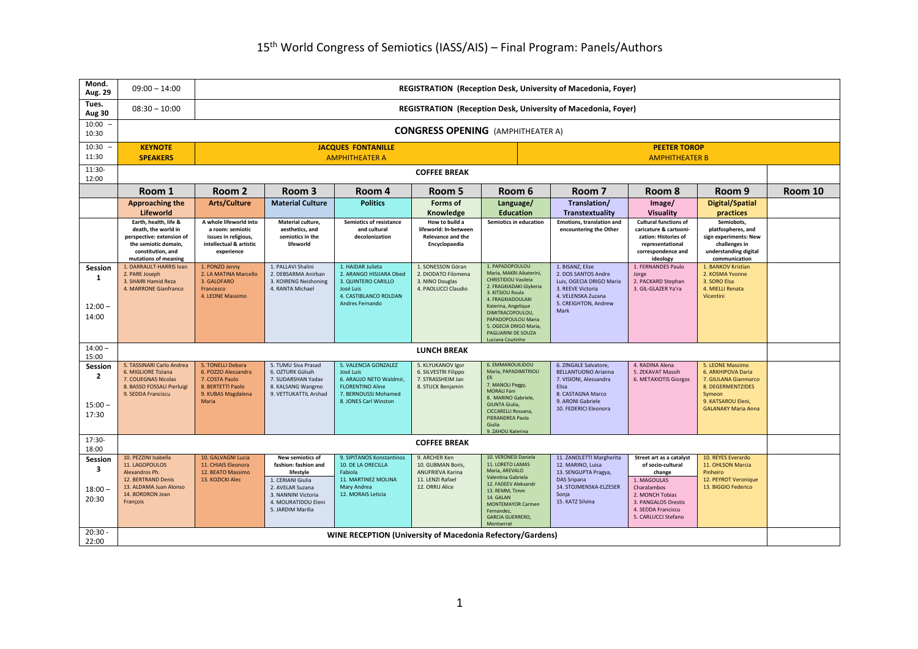# 15th World Congress of Semiotics (IASS/AIS) – Final Program: Panels/Authors

| | | | | | | | | | | |
|---|---|---|---|---|---|---|---|---|---|---|
| **Mond. Aug. 29** | 09:00 – 14:00 | **REGISTRATION (Reception Desk, University of Macedonia, Foyer)** | | | | | | | | |
| **Tues. Aug 30** | 08:30 – 10:00 | **REGISTRATION (Reception Desk, University of Macedonia, Foyer)** | | | | | | | | |
| 10:00 – 10:30 | **CONGRESS OPENING** (AMPHITHEATER A) | | | | | | | | | |
| 10:30 – 11:30 | **KEYNOTE SPEAKERS** | **JACQUES FONTANILLE** AMPHITHEATER A | | | | **PEETER TOROP** AMPHITHEATER B | | | | |
| 11:30-12:00 | **COFFEE BREAK** | | | | | | | | | |
| | **Room 1** | **Room 2** | **Room 3** | **Room 4** | **Room 5** | **Room 6** | **Room 7** | **Room 8** | **Room 9** | **Room 10** |
| | **Approaching the Lifeworld** | **Arts/Culture** | **Material Culture** | **Politics** | **Forms of Knowledge** | **Language/ Education** | **Translation/ Transtextuality** | **Image/ Visuality** | **Digital/Spatial practices** | |
| | **Earth, health, life & death, the world in perspective: extension of the semiotic domain, constitution, and mutations of meaning** | **A whole lifeworld into a room: semiotic issues in religious, intellectual & artistic experience** | **Material culture, aesthetics, and semiotics in the lifeworld** | **Semiotics of resistance and cultural decolonization** | **How to build a lifeworld: In-between Relevance and the Encyclopaedia** | **Semiotics in education** | **Emotions, translation and encountering the Other** | **Cultural functions of caricature & cartoonization: Histories of representational correspondence and ideology** | **Semiobots, platfospheres, and sign experiments: New challenges in understanding digital communication** | |
| **Session 1** 12:00 – 14:00 | 1. DARRAULT-HARRIS Ivan<br>2. PARE Joseph<br>3. SHAIRI Hamid Reza<br>4. MARRONE Gianfranco | 1. PONZO Jenny<br>2. LA MATINA Marcello<br>3. GALOFARO Francesco<br>4. LEONE Massimo | 1. PALLAVI Shalini<br>2. DEBSARMA Anirban<br>3. KOIRENG Neishoning<br>4. RANTA Michael | 1. HAIDAR Julieta<br>2. ARANGO HISIJARA Obed<br>3. QUINTERO CARILLO José Luis<br>4. CASTIBLANCO ROLDAN Andres Fernando | 1. SONESSON Göran<br>2. DIODATO Filomena<br>3. NINO Douglas<br>4. PAOLUCCI Claudio | 1. PAPADOPOULOU Maria, MAKRI Aikaterini, CHRISTIDOU Vasileia<br>2. FRAGKIADAKI Glykeria<br>3. KITSIOU Roula<br>4. FRAGKIADOULAKI Katerina, Angelique DIMITRACOPOULOU, PAPADOPOULOU Maria<br>5. OGECIA DRIGO Maria, PAGLIARINI DE SOUZA Luciana Coutinho | 1. BISANZ, Elize<br>2. DOS SANTOS Andre<br>Luis, OGECIA DRIGO Maria<br>3. REEVE Victoria<br>4. VELENSKA Zuzana<br>5. CREIGHTON, Andrew Mark | 1. FERNANDES Paulo Jorge<br>2. PACKARD Stephan<br>3. GIL-GLAZER Ya'ra | 1. BANKOV Kristian<br>2. KOSMA Yvonne<br>3. SORO Elsa<br>4. MIELLI Renata Vicentini | |
| 14:00 – 15:00 | **LUNCH BREAK** | | | | | | | | | |
| **Session 2** 15:00 – 17:30 | 5. TASSINARI Carlo Andrea<br>6. MIGLIORE Tiziana<br>7. COUEGNAS Nicolas<br>8. BASSO FOSSALI Pierluigi<br>9. SEDDA Franciscu | 5. TONELLI Debora<br>6. POZZO Alessandra<br>7. COSTA Paolo<br>8. BERTETTI Paolo<br>9. KUBAS Magdalena Maria | 5. TUMU Siva Prasad<br>6. OZTURK Gülsah<br>7. SUDARSHAN Yadav<br>8. KALSANG Wangmo<br>9. VETTUKATTIL Arshad | 5. VALENCIA GONZALEZ José Luis<br>6. ARAUJO NETO Waldmir, FLORENTINO Aline<br>7. BERNOUSSI Mohamed<br>8. JONES Carl Winston | 5. KLYUKANOV Igor<br>6. SILVESTRI Filippo<br>7. STRASSHEIM Jan<br>8. STUCK Benjamin | 6. EMMANOUILIDOU Maria, PAPADIMITRIOU Efi<br>7. MANOLI Peggy, MORALI Fani<br>8. MARINO Gabriele, GIUNTA Giulia, CICCARELLI Rossana, PIERANDREA Paola Giulia<br>9. ZAHOU Katerina | 6. ZINGALE Salvatore, BELLANTUONO Arianna<br>7. VISIONI, Alessandra Elisa<br>8. CASTAGNA Marco<br>9. ARONI Gabriele<br>10. FEDERICI Eleonora | 4. RADINA Alena<br>5. ZEKAVAT Massih<br>6. METAXIOTIS Giorgos | 5. LEONE Massimo<br>6. ARKHIPOVA Daria<br>7. GIULANA Gianmarco<br>8. DEGERMENTZIDES Symeon<br>9. KATSAROU Eleni, GALANAKY Maria Anna | |
| 17:30-18:00 | **COFFEE BREAK** | | | | | | | | | |
| **Session 3** 18:00 – 20:30 | 10. PEZZINI Isabella<br>11. LAGOPOULOS Alexandros Ph.<br>12. BERTRAND Denis<br>13. ALDAMA Juan Alonso<br>14. BORDRON Jean François | 10. GALVAGNI Lucia<br>11. CHIAIS Eleonora<br>12. BEATO Massimo<br>13. KOZICKI Alec | **New semiotics of fashion: fashion and lifestyle**<br>1. CERIANI Giulia<br>2. AVELAR Suzana<br>3. NANNINI Victoria<br>4. MOURATIDOU Eleni<br>5. JARDIM Marilia | 9. SIPITANOS Konstantinos<br>10. DE LA ORECILLA Fabiola<br>11. MARTINEZ MOLINA Mary Andrea<br>12. MORAIS Leticia | 9. ARCHER Ken<br>10. GUBMAN Boris, ANUFRIEVA Karina<br>11. LENZI Rafael<br>12. ORRU Alice | 10. VERONESI Daniela<br>11. LORETO LAMAS Maria, AREVALO Valentina Gabriela<br>12. FADEEV Aleksandr<br>13. REMM, Timm<br>14. GALAN MONTEMAYOR Carmen Fernandez, GARCIA GUERRERO, Montserrat | 11. ZANOLETTI Margherita<br>12. MARINO, Luisa<br>13. SENGUPTA Pragya, DAS Sripana<br>14. STOJMENSKA-ELZESER Sonja<br>15. KATZ Silvina | **Street art as a catalyst of socio-cultural change**<br>1. MAGOULAS Charalambos<br>2. MONCH Tobias<br>3. PANGALOS Orestis<br>4. SEDDA Franciscu<br>5. CARLUCCI Stefano | 10. REYES Everardo<br>11. OHLSON Marcia Pinheiro<br>12. PEYROT Veronique<br>13. BIGGIO Federico | |
| 20:30 - 22:00 | **WINE RECEPTION (University of Macedonia Refectory/Gardens)** | | | | | | | | | |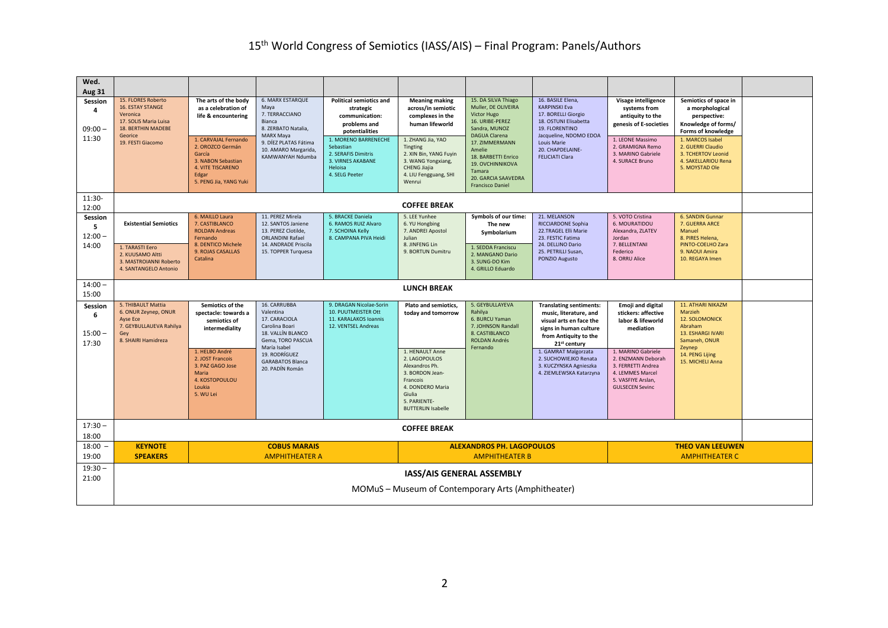# 15th World Congress of Semiotics (IASS/AIS) – Final Program: Panels/Authors

| Wed. Aug 31 | | | | | | | | | | |
|---|---|---|---|---|---|---|---|---|---|---|
| **Session 4** 09:00 – 11:30 | 15. FLORES Roberto<br>16. ESTAY STANGE Veronica<br>17. SOLIS Maria Luisa<br>18. BERTHIN MADEBE Georice<br>19. FESTI Giacomo | **The arts of the body as a celebration of life & encountering**<br>1. CARVAJAL Fernando<br>2. OROZCO Germán García<br>3. NABON Sebastian<br>4. VITE TISCARENO Edgar<br>5. PENG Jia, YANG Yuki | 6. MARX ESTARQUE Maya<br>7. TERRACCIANO Bianca<br>8. ZERBATO Natalia, MARX Maya<br>9. DÍEZ PLATAS Fátima<br>10. AMARO Margarida, KAMWANYAH Ndumba | **Political semiotics and strategic communication: problems and potentialities**<br>1. MORENO BARRENECHE Sebastian<br>2. SERAFIS Dimitris<br>3. VIRNES AKABANE Heloisa<br>4. SELG Peeter | **Meaning making across/in semiotic complexes in the human lifeworld**<br>1. ZHANG Jia, YAO Tingting<br>2. XIN Bin, YANG Fuyin<br>3. WANG Yongxiang, CHENG Jiajia<br>4. LIU Fengguang, SHI Wenrui | 15. DA SILVA Thiago Muller, DE OLIVEIRA Victor Hugo<br>16. URIBE-PEREZ Sandra, MUNOZ DAGUA Clarena<br>17. ZIMMERMANN Amelie<br>18. BARBETTI Enrico<br>19. OVCHINNIKOVA Tamara<br>20. GARCIA SAAVEDRA Francisco Daniel | 16. BASILE Elena, KARPINSKI Eva<br>17. BORELLI Giorgio<br>18. OSTUNI Elisabetta<br>19. FLORENTINO Jacqueline, NDOMO EDOA Louis Marie<br>20. CHAPDELAINE-FELICIATI Clara | **Visage intelligence systems from antiquity to the genesis of E-societies**<br>1. LEONE Massimo<br>2. GRAMIGNA Remo<br>3. MARINO Gabriele<br>4. SURACE Bruno | **Semiotics of space in a morphological perspective: Knowledge of forms/ Forms of knowledge**<br>1. MARCOS Isabel<br>2. GUERRI Claudio<br>3. TCHERTOV Leonid<br>4. SAKELLARIOU Rena<br>5. MOYSTAD Ole | |
| 11:30-12:00 | **COFFEE BREAK** | | | | | | | | | |
| **Session 5** 12:00 – 14:00 | **Existential Semiotics**<br>1. TARASTI Eero<br>2. KUUSAMO Altti<br>3. MASTROIANNI Roberto<br>4. SANTANGELO Antonio | 6. MAILLO Laura<br>7. CASTIBLANCO ROLDAN Andreas Fernando<br>8. DENTICO Michele<br>9. ROJAS CASALLAS Catalina | 11. PEREZ Mirela<br>12. SANTOS Janiene<br>13. PEREZ Clotilde, ORLANDINI Rafael<br>14. ANDRADE Priscila<br>15. TOPPER Turquesa | 5. BRACKE Daniela<br>6. RAMOS RUIZ Alvaro<br>7. SCHOINA Kelly<br>8. CAMPANA PIVA Heidi | 5. LEE Yunhee<br>6. YU Hongbing<br>7. ANDREI Apostol Julian<br>8. JINFENG Lin<br>9. BORTUN Dumitru | **Symbols of our time: The new Symbolarium**<br>1. SEDDA Franciscu<br>2. MANGANO Dario<br>3. SUNG-DO Kim<br>4. GRILLO Eduardo | 21. MELANSON RICCIARDONE Sophia<br>22. TRAGEL Elli Marie<br>23. FESTIC Fatima<br>24. DELLINO Dario<br>25. PETRILLI Susan, PONZIO Augusto | 5. VOTO Cristina<br>6. MOURATIDOU Alexandra, ZLATEV Jordan<br>7. BELLENTANI Federico<br>8. ORRU Alice | 6. SANDIN Gunnar<br>7. GUERRA ARCE Manuel<br>8. PIRES Helena, PINTO-COELHO Zara<br>9. NAOUI Amira<br>10. REGAYA Imen | |
| 14:00 – 15:00 | **LUNCH BREAK** | | | | | | | | | |
| **Session 6** 15:00 – 17:30 | 5. THIBAULT Mattia<br>6. ONUR Zeynep, ONUR Ayse Ece<br>7. GEYBULLAUEVA Rahilya Gey<br>8. SHAIRI Hamidreza | **Semiotics of the spectacle: towards a semiotics of intermediality**<br>1. HELBO André<br>2. JOST Francois<br>3. PAZ GAGO Jose Maria<br>4. KOSTOPOULOU Loukia<br>5. WU Lei | 16. CARRUBBA Valentina<br>17. CARACIOLA Carolina Boari<br>18. VALLÍN BLANCO Gema, TORO PASCUA María Isabel<br>19. RODRÍGUEZ GARABATOS Blanca<br>20. PADÍN Román | 9. DRAGAN Nicolae-Sorin<br>10. PUUTMEISTER Ott<br>11. KARALAKOS Ioannis<br>12. VENTSEL Andreas | **Plato and semiotics, today and tomorrow**<br>1. HENAULT Anne<br>2. LAGOPOULOS Alexandros Ph.<br>3. BORDON Jean-Francois<br>4. DONDERO Maria Giulia<br>5. PARIENTE-BUTTERLIN Isabelle | 5. GEYBULLAYEVA Rahilya<br>6. BURCU Yaman<br>7. JOHNSON Randall<br>8. CASTIBLANCO ROLDAN Andrés Fernando | **Translating sentiments: music, literature, and visual arts en face the signs in human culture from Antiquity to the 21st century**<br>1. GAMRAT Malgorzata<br>2. SUCHOWIEJKO Renata<br>3. KUCZYNSKA Agnieszka<br>4. ZIEMLEWSKA Katarzyna | **Emoji and digital stickers: affective labor & lifeworld mediation**<br>1. MARINO Gabriele<br>2. ENZMANN Deborah<br>3. FERRETTI Andrea<br>4. LEMMES Marcel<br>5. VASFIYE Arslan, GULSECEN Sevinc | 11. ATHARI NIKAZM Marzieh<br>12. SOLOMONICK Abraham<br>13. ESHARGI IVARI Samaneh, ONUR Zeynep<br>14. PENG Lijing<br>15. MICHELI Anna | |
| 17:30 – 18:00 | **COFFEE BREAK** | | | | | | | | | |
| 18:00 – 19:00 | **KEYNOTE SPEAKERS** | **COBUS MARAIS** AMPHITHEATER A | | | **ALEXANDROS PH. LAGOPOULOS** AMPHITHEATER B | | | **THEO VAN LEEUWEN** AMPHITHEATER C | | |
| 19:30 – 21:00 | **IASS/AIS GENERAL ASSEMBLY**<br>MOMuS – Museum of Contemporary Arts (Amphitheater) | | | | | | | | | |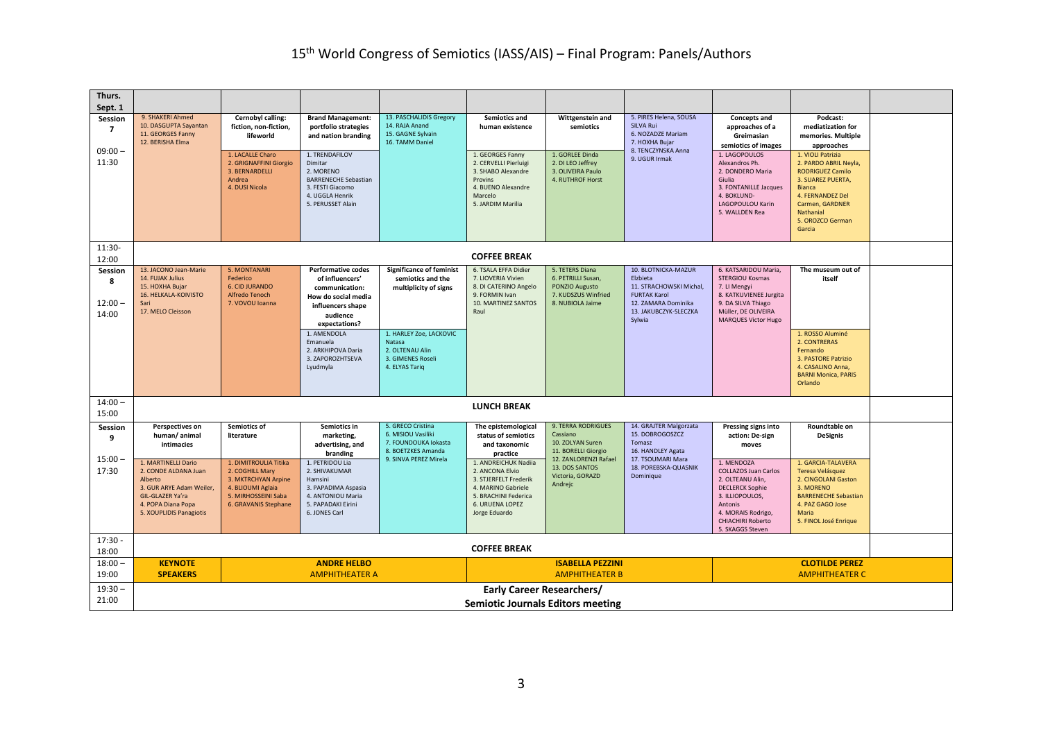# 15th World Congress of Semiotics (IASS/AIS) – Final Program: Panels/Authors

| Thurs. Sept. 1 | | | | | | | | | | |
|---|---|---|---|---|---|---|---|---|---|---|
| **Session 7** 09:00 – 11:30 | 9. SHAKERI Ahmed 10. DASGUPTA Sayantan 11. GEORGES Fanny 12. BERISHA Elma | **Cernobyl calling: fiction, non-fiction, lifeworld** 1. LACALLE Charo 2. GRIGNAFFINI Giorgio 3. BERNARDELLI Andrea 4. DUSI Nicola | **Brand Management: portfolio strategies and nation branding** 1. TRENDAFILOV Dimitar 2. MORENO BARRENECHE Sebastian 3. FESTI Giacomo 4. UGGLA Henrik 5. PERUSSET Alain | 13. PASCHALIDIS Gregory 14. RAJA Anand 15. GAGNE Sylvain 16. TAMM Daniel | **Semiotics and human existence** 1. GEORGES Fanny 2. CERVELLI Pierluigi 3. SHABO Alexandre Provins 4. BUENO Alexandre Marcelo 5. JARDIM Marilia | **Wittgenstein and semiotics** 1. GORLEE Dinda 2. DI LEO Jeffrey 3. OLIVEIRA Paulo 4. RUTHROF Horst | 5. PIRES Helena, SOUSA SILVA Rui 6. NOZADZE Mariam 7. HOXHA Bujar 8. TENCZYNSKA Anna 9. UGUR Irmak | **Concepts and approaches of a Greimasian semiotics of images** 1. LAGOPOULOS Alexandros Ph. 2. DONDERO Maria Giulia 3. FONTANILLE Jacques 4. BOKLUND-LAGOPOULOU Karin 5. WALLDEN Rea | **Podcast: mediatization for memories. Multiple approaches** 1. VIOLI Patrizia 2. PARDO ABRIL Neyla, RODRIGUEZ Camilo 3. SUAREZ PUERTA, Bianca 4. FERNANDEZ Del Carmen, GARDNER Nathanial 5. OROZCO German Garcia | |
| 11:30-12:00 | **COFFEE BREAK** | | | | | | | | | |
| **Session 8** 12:00 – 14:00 | 13. JACONO Jean-Marie 14. FUJAK Julius 15. HOXHA Bujar 16. HELKALA-KOIVISTO Sari 17. MELO Cleisson | 5. MONTANARI Federico 6. CID JURANDO Alfredo Tenoch 7. VOVOU Ioanna | **Performative codes of influencers' communication: How do social media influencers shape audience expectations?** 1. AMENDOLA Emanuela 2. ARKHIPOVA Daria 3. ZAPOROZHTSEVA Lyudmyla | **Significance of feminist semiotics and the multiplicity of signs** 1. HARLEY Zoe, LACKOVIC Natasa 2. OLTENAU Alin 3. GIMENES Roseli 4. ELYAS Tariq | 6. TSALA EFFA Didier 7. LIOVERIA Vivien 8. DI CATERINO Angelo 9. FORMIN Ivan 10. MARTINEZ SANTOS Raul | 5. TETERS Diana 6. PETRILLI Susan, PONZIO Augusto 7. KUDSZUS Winfried 8. NUBIOLA Jaime | 10. BLOTNICKA-MAZUR Elzbieta 11. STRACHOWSKI Michal, FURTAK Karol 12. ZAMARA Dominika 13. JAKUBCZYK-SLECZKA Sylwia | 6. KATSARIDOU Maria, STERGIOU Kosmas 7. LI Mengyi 8. KATKUVIENEE Jurgita 9. DA SILVA Thiago Müller, DE OLIVEIRA MARQUES Victor Hugo | **The museum out of itself** 1. ROSSO Aluminé 2. CONTRERAS Fernando 3. PASTORE Patrizio 4. CASALINO Anna, BARNI Monica, PARIS Orlando | |
| 14:00 – 15:00 | **LUNCH BREAK** | | | | | | | | | |
| **Session 9** 15:00 – 17:30 | **Perspectives on human/ animal intimacies** 1. MARTINELLI Dario 2. CONDE ALDANA Juan Alberto 3. GUR ARYE Adam Weiler, GIL-GLAZER Ya'ra 4. POPA Diana Popa 5. XOUPLIDIS Panagiotis | **Semiotics of literature** 1. DIMITROULIA Titika 2. COGHILL Mary 3. MKTRCHYAN Arpine Hamsini 4. BLIOUMI Aglaia 5. MIRHOSSEINI Saba 6. GRAVANIS Stephane | **Semiotics in marketing, advertising, and branding** 1. PETRIDOU Lia 2. SHIVAKUMAR Hamsini 3. PAPADIMA Aspasia 4. ANTONIOU Maria 5. PAPADAKI Eirini 6. JONES Carl | 5. GRECO Cristina 6. MISIOU Vasiliki 7. FOUNDOUKA Iokasta 8. BOETZKES Amanda 9. SINVA PEREZ Mirela | **The epistemological status of semiotics and taxonomic practice** 1. ANDREICHUK Nadiia 2. ANCONA Elvio 3. STJERFELT Frederik 4. MARINO Gabriele 5. BRACHINI Federica 6. URUENA LOPEZ Jorge Eduardo | 9. TERRA RODRIGUES Cassiano 10. ZOLYAN Suren 11. BORELLI Giorgio 12. ZANLORENZI Rafael 13. DOS SANTOS Victoria, GORAZD Andrejc | 14. GRAJTER Malgorzata 15. DOBROGOSZCZ Tomasz 16. HANDLEY Agata 17. TSOUMARI Mara 18. POREBSKA-QUASNIK Dominique | **Pressing signs into action: De-sign moves** 1. MENDOZA COLLAZOS Juan Carlos 2. OLTEANU Alin, DECLERCK Sophie 3. ILLIOPOULOS, Antonis 4. MORAIS Rodrigo, CHIACHIRI Roberto 5. SKAGGS Steven | **Roundtable on DeSignis** 1. GARCIA-TALAVERA Teresa Velásquez 2. CINGOLANI Gaston 3. MORENO BARRENECHE Sebastian 4. PAZ GAGO Jose Maria 5. FINOL José Enrique | |
| 17:30 - 18:00 | **COFFEE BREAK** | | | | | | | | | |
| 18:00 – 19:00 | **KEYNOTE SPEAKERS** | **ANDRE HELBO** AMPHITHEATER A | | | **ISABELLA PEZZINI** AMPHITHEATER B | | | **CLOTILDE PEREZ** AMPHITHEATER C | | |
| 19:30 – 21:00 | **Early Career Researchers/ Semiotic Journals Editors meeting** | | | | | | | | | |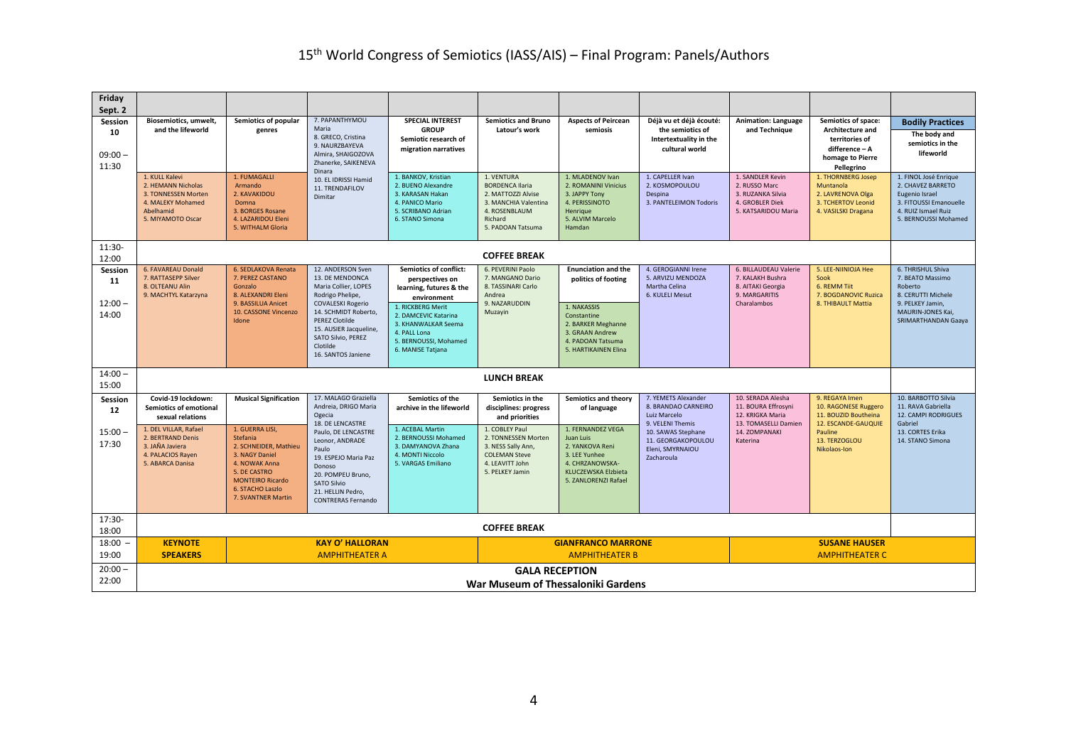# 15th World Congress of Semiotics (IASS/AIS) – Final Program: Panels/Authors

| Friday Sept. 2 | | | | | | | | | | |
|---|---|---|---|---|---|---|---|---|---|---|
| **Session 10** 09:00 – 11:30 | **Biosemiotics, umwelt, and the lifeworld** | **Semiotics of popular genres** | 7. PAPANTHYMOU Maria 8. GRECO, Cristina 9. NAURZBAYEVA Almira, SHAIGOZOVA Zhanerke, SAIKENEVA Dinara 10. EL IDRISSI Hamid 11. TRENDAFILOV Dimitar | **SPECIAL INTEREST GROUP** Semiotic research of migration narratives | **Semiotics and Bruno Latour's work** | **Aspects of Peircean semiosis** | **Déjà vu et déjà écouté: the semiotics of Intertextuality in the cultural world** | **Animation: Language and Technique** | **Semiotics of space: Architecture and territories of difference – A homage to Pierre Pellegrino** | **Bodily Practices** The body and semiotics in the lifeworld |
| | 1. KULL Kalevi 2. HEMANN Nicholas 3. TONNESSEN Morten 4. MALEKY Mohamed Abelhamid 5. MIYAMOTO Oscar | 1. FUMAGALLI Armando 2. KAVAKIDOU Domna 3. BORGES Rosane 4. LAZARIDOU Eleni 5. WITHALM Gloria | | 1. BANKOV, Kristian 2. BUENO Alexandre 3. KARASAN Hakan 4. PANICO Mario 5. SCRIBANO Adrian 6. STANO Simona | 1. VENTURA BORDENCA Ilaria 2. MATTOZZI Alvise 3. MANCHIA Valentina 4. ROSENBLAUM Richard 5. PADOAN Tatsuma | 1. MLADENOV Ivan 2. ROMANINI Vinicius 3. JAPPY Tony 4. PERISSINOTO Henrique 5. ALVIM Marcelo Hamdan | 1. CAPELLER Ivan 2. KOSMOPOULOU Despina 3. PANTELEIMON Todoris | 1. SANDLER Kevin 2. RUSSO Marc 3. RUZANKA Silvia 4. GROBLER Diek 5. KATSARIDOU Maria | 1. THORNBERG Josep Muntanola 2. LAVRENOVA Olga 3. TCHERTOV Leonid 4. VASILSKI Dragana | 1. FINOL José Enrique 2. CHAVEZ BARRETO Eugenio Israel 3. FITOUSSI Emanouelle 4. RUIZ Ismael Ruiz 5. BERNOUSSI Mohamed |
| 11:30-12:00 | **COFFEE BREAK** | | | | | | | | | |
| **Session 11** 12:00 – 14:00 | 6. FAVAREAU Donald 7. RATTASEPP Silver 8. OLTEANU Alin 9. MACHTYL Katarzyna | 6. SEDLAKOVA Renata 7. PEREZ CASTANO Gonzalo 8. ALEXANDRI Eleni 9. BASSILUA Anicet 10. CASSONE Vincenzo Idone | 12. ANDERSON Sven 13. DE MENDONCA Maria Collier, LOPES Rodrigo Phelipe, COVALESKI Rogerio 14. SCHMIDT Roberto, PEREZ Clotilde 15. AUSIER Jacqueline, SATO Silvio, PEREZ Clotilde 16. SANTOS Janiene | **Semiotics of conflict: perspectives on learning, futures & the environment** 1. RICKBERG Merit 2. DAMCEVIC Katarina 3. KHANWALKAR Seema 4. PALL Lona 5. BERNOUSSI, Mohamed 6. MANISE Tatjana | 6. PEVERINI Paolo 7. MANGANO Dario 8. TASSINARI Carlo Andrea 9. NAZARUDDIN Muzayin | **Enunciation and the politics of footing** 1. NAKASSIS Constantine 2. BARKER Meghanne 3. GRAAN Andrew 4. PADOAN Tatsuma 5. HARTIKAINEN Elina | 4. GEROGIANNI Irene 5. ARVIZU MENDOZA Martha Celina 6. KULELI Mesut | 6. BILLAUDEAU Valerie 7. KALAKH Bushra 8. AITAKI Georgia 9. MARGARITIS Charalambos | 5. LEE-NIINIOJA Hee Sook 6. REMM Tiit 7. BOGDANOVIC Ruzica 8. THIBAULT Mattia | 6. THRISHUL Shiva 7. BEATO Massimo Roberto 8. CERUTTI Michele 9. PELKEY Jamin, MAURIN-JONES Kai, SRIMARTHANDAN Gaaya |
| 14:00 – 15:00 | **LUNCH BREAK** | | | | | | | | | |
| **Session 12** 15:00 – 17:30 | **Covid-19 lockdown: Semiotics of emotional sexual relations** 1. DEL VILLAR, Rafael 2. BERTRAND Denis 3. JAÑA Javiera 4. PALACIOS Rayen 5. ABARCA Danisa | **Musical Signification** 1. GUERRA LISI, Stefania 2. SCHNEIDER, Mathieu 3. NAGY Daniel 4. NOWAK Anna 5. DE CASTRO MONTEIRO Ricardo 6. STACHO Laszlo 7. SVANTNER Martin | 17. MALAGO Graziella Andreia, DRIGO Maria Ogecia 18. DE LENCASTRE Paulo, DE LENCASTRE Leonor, ANDRADE Paulo 19. ESPEJO Maria Paz Donoso 20. POMPEU Bruno, SATO Silvio 21. HELLIN Pedro, CONTRERAS Fernando | **Semiotics of the archive in the lifeworld** 1. ACEBAL Martin 2. BERNOUSSI Mohamed 3. DAMYANOVA Zhana 4. MONTI Niccolo 5. VARGAS Emiliano | **Semiotics in the disciplines: progress and priorities** 1. COBLEY Paul 2. TONNESSEN Morten 3. NESS Sally Ann, COLEMAN Steve 4. LEAVITT John 5. PELKEY Jamin | **Semiotics and theory of language** 1. FERNANDEZ VEGA Juan Luis 2. YANKOVA Reni 3. LEE Yunhee 4. CHRZANOWSKA-KLUCZEWSKA Elzbieta 5. ZANLORENZI Rafael | 7. YEMETS Alexander 8. BRANDAO CARNEIRO Luiz Marcelo 9. VELENI Themis 10. SAWAS Stephane 11. GEORGAKOPOULOU Eleni, SMYRNAIOU Zacharoula | 10. SERADA Alesha 11. BOURA Effrosyni 12. KRIGKA Maria 13. TOMASELLI Damien 14. ZOMPANAKI Katerina | 9. REGAYA Imen 10. RAGONESE Ruggero 11. BOUZID Boutheina 12. ESCANDE-GAUQUIE Pauline 13. TERZOGLOU Nikolaos-Ion | 10. BARBOTTO Silvia 11. RAVA Gabriella 12. CAMPI RODRIGUES Gabriel 13. CORTES Erika 14. STANO Simona |
| 17:30-18:00 | **COFFEE BREAK** | | | | | | | | | |
| 18:00 – 19:00 | **KEYNOTE SPEAKERS** | **KAY O' HALLORAN** AMPHITHEATER A | | | **GIANFRANCO MARRONE** AMPHITHEATER B | | | **SUSANE HAUSER** AMPHITHEATER C | | |
| 20:00 – 22:00 | **GALA RECEPTION** War Museum of Thessaloniki Gardens | | | | | | | | | |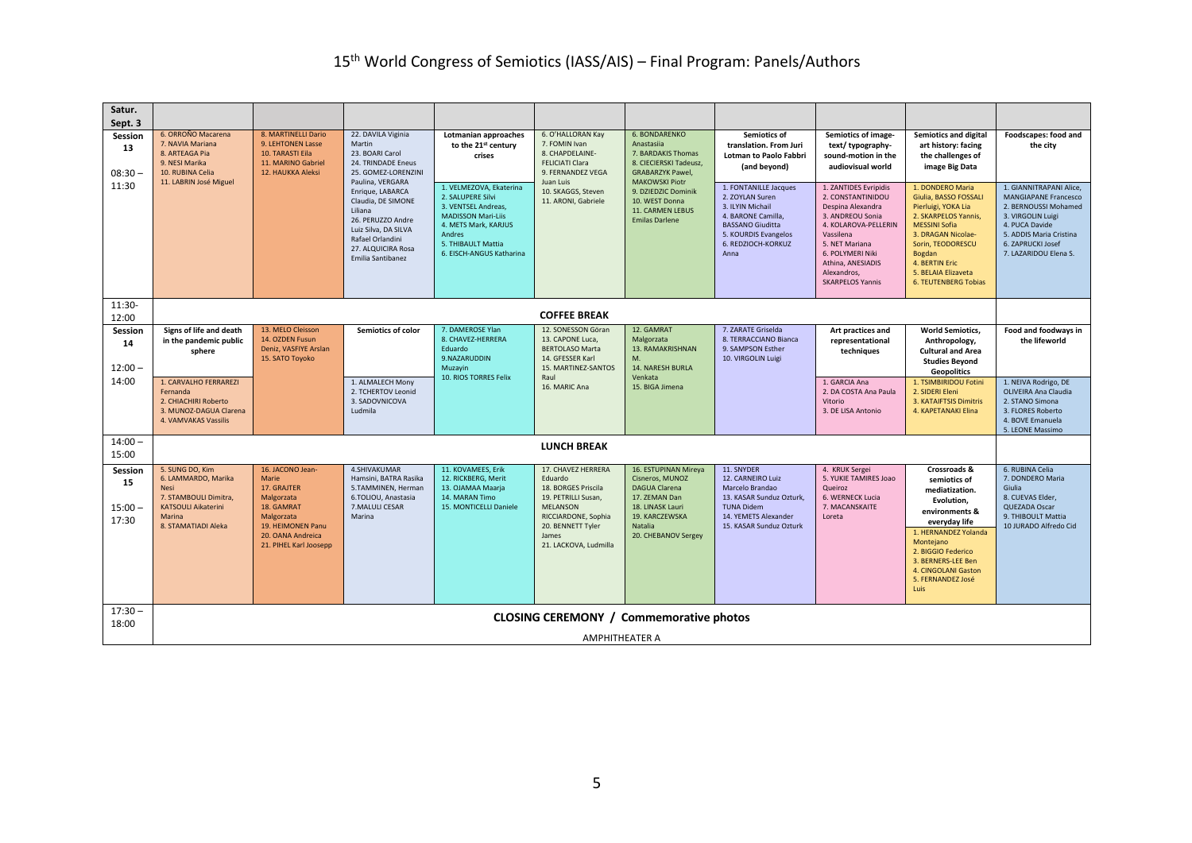# 15[th] World Congress of Semiotics (IASS/AIS) – Final Program: Panels/Authors

| Satur. Sept. 3 | | | | | | | | | | |
|---|---|---|---|---|---|---|---|---|---|---|
| **Session 13** 08:30 – 11:30 | 6. ORROÑO Macarena 7. NAVIA Mariana 8. ARTEAGA Pia 9. NESI Marika 10. RUBINA Celia 11. LABRIN José Miguel | 8. MARTINELLI Dario 9. LEHTONEN Lasse 10. TARASTI Eila 11. MARINO Gabriel 12. HAUKKA Aleksi | 22. DAVILA Viginia Martin 23. BOARI Carol 24. TRINDADE Eneus 25. GOMEZ-LORENZINI Paulina, VERGARA Enrique, LABARCA Claudia, DE SIMONE Liliana 26. PERUZZO Andre Luiz Silva, DA SILVA Rafael Orlandini 27. ALQUICIRA Rosa Emilia Santibanez | **Lotmanian approaches to the 21st century crises** 1. VELMEZOVA, Ekaterina 2. SALUPERE Silvi 3. VENTSEL Andreas, MADISSON Mari-Liis 4. METS Mark, KARJUS Andres 5. THIBAULT Mattia 6. EISCH-ANGUS Katharina | 6. O'HALLORAN Kay 7. FOMIN Ivan 8. CHAPDELAINE-FELICIATI Clara 9. FERNANDEZ VEGA Juan Luis 10. SKAGGS, Steven 11. ARONI, Gabriele | 6. BONDARENKO Anastasiia 7. BARDAKIS Thomas 8. CIECIERSKI Tadeusz, GRABARZYK Pawel, MAKOWSKI Piotr 9. DZIEDZIC Dominik 10. WEST Donna 11. CARMEN LEBUS Emilas Darlene | **Semiotics of translation. From Juri Lotman to Paolo Fabbri (and beyond)** 1. FONTANILLE Jacques 2. ZOYLAN Suren 3. ILYIN Michail 4. BARONE Camilla, BASSANO Giuditta 5. KOURDIS Evangelos 6. REDZIOCH-KORKUZ Anna | **Semiotics of image-text/ typography-sound-motion in the audiovisual world** 1. ZANTIDES Evripidis 2. CONSTANTINIDOU Despina Alexandra 3. ANDREOU Sonia 4. KOLAROVA-PELLERIN Vassilena 5. NET Mariana 6. POLYMERI Niki Athina, ANESIADIS Alexandros, SKARPELOS Yannis | **Semiotics and digital art history: facing the challenges of image Big Data** 1. DONDERO Maria Giulia, BASSO FOSSALI Pierluigi, YOKA Lia 2. SKARPELOS Yannis, MESSINI Sofia 3. DRAGAN Nicolae-Sorin, TEODORESCU Bogdan 4. BERTIN Eric 5. BELAIA Elizaveta 6. TEUTENBERG Tobias | **Foodscapes: food and the city** 1. GIANNITRAPANI Alice, MANGIAPANE Francesco 2. BERNOUSSI Mohamed 3. VIRGOLIN Luigi 4. PUCA Davide 5. ADDIS Maria Cristina 6. ZAPRUCKI Josef 7. LAZARIDOU Elena S. |
| 11:30-12:00 | **COFFEE BREAK** | | | | | | | | | |
| **Session 14** 12:00 – 14:00 | **Signs of life and death in the pandemic public sphere** 1. CARVALHO FERRAREZI Fernanda 2. CHIACHIRI Roberto 3. MUNOZ-DAGUA Clarena 4. VAMVAKAS Vassilis | 13. MELO Cleisson 14. OZDEN Fusun Deniz, VASFIYE Arslan 15. SATO Toyoko | **Semiotics of color** 1. ALMALECH Mony 2. TCHERTOV Leonid 3. SADOVNICOVA Ludmila | 7. DAMEROSE Ylan 8. CHAVEZ-HERRERA Eduardo 9.NAZARUDDIN Muzayin 10. RIOS TORRES Felix | 12. SONESSON Göran 13. CAPONE Luca, BERTOLASO Marta 14. GFESSER Karl 15. MARTINEZ-SANTOS Raul 16. MARIC Ana | 12. GAMRAT Malgorzata 13. RAMAKRISHNAN M. 14. NARESH BURLA Venkata 15. BIGA Jimena | 7. ZARATE Griselda 8. TERRACCIANO Bianca 9. SAMPSON Esther 10. VIRGOLIN Luigi | **Art practices and representational techniques** 1. GARCIA Ana 2. DA COSTA Ana Paula Vitorio 3. DE LISA Antonio | **World Semiotics, Anthropology, Cultural and Area Studies Beyond Geopolitics** 1. TSIMBIRIDOU Fotini 2. SIDERI Eleni 3. KATAIFTSIS Dimitris 4. KAPETANAKI Elina | **Food and foodways in the lifeworld** 1. NEIVA Rodrigo, DE OLIVEIRA Ana Claudia 2. STANO Simona 3. FLORES Roberto 4. BOVE Emanuela 5. LEONE Massimo |
| 14:00 – 15:00 | **LUNCH BREAK** | | | | | | | | | |
| **Session 15** 15:00 – 17:30 | 5. SUNG DO, Kim 6. LAMMARDO, Marika Nesi 7. STAMBOULI Dimitra, KATSOULI Aikaterini Marina 8. STAMATIADI Aleka | 16. JACONO Jean-Marie 17. GRAJTER Malgorzata 18. GAMRAT Malgorzata 19. HEIMONEN Panu 20. OANA Andreica 21. PIHEL Karl Joosepp | 4.SHIVAKUMAR Hamsini, BATRA Rasika 5.TAMMINEN, Herman 6.TOLIOU, Anastasia 7.MALULI CESAR Marina | 11. KOVAMEES, Erik 12. RICKBERG, Merit 13. OJAMAA Maarja 14. MARAN Timo 15. MONTICELLI Daniele | 17. CHAVEZ HERRERA Eduardo 18. BORGES Priscila 19. PETRILLI Susan, MELANSON RICCIARDONE, Sophia 20. BENNETT Tyler James 21. LACKOVA, Ludmilla | 16. ESTUPINAN Mireya Cisneros, MUNOZ DAGUA Clarena 17. ZEMAN Dan 18. LINASK Lauri 19. KARCZEWSKA Natalia 20. CHEBANOV Sergey | 11. SNYDER 12. CARNEIRO Luiz Marcelo Brandao 13. KASAR Sunduz Ozturk, TUNA Didem 14. YEMETS Alexander 15. KASAR Sunduz Ozturk | 4. KRUK Sergei 5. YUKIE TAMIRES Joao Queiroz 6. WERNECK Lucia 7. MACANSKAITE Loreta | **Crossroads & semiotics of mediatization. Evolution, environments & everyday life** 1. HERNANDEZ Yolanda Montejano 2. BIGGIO Federico 3. BERNERS-LEE Ben 4. CINGOLANI Gaston 5. FERNANDEZ José Luis | 6. RUBINA Celia 7. DONDERO Maria Giulia 8. CUEVAS Elder, QUEZADA Oscar 9. THIBOULT Mattia 10 JURADO Alfredo Cid |
| 17:30 – 18:00 | **CLOSING CEREMONY / Commemorative photos** AMPHITHEATER A | | | | | | | | | |